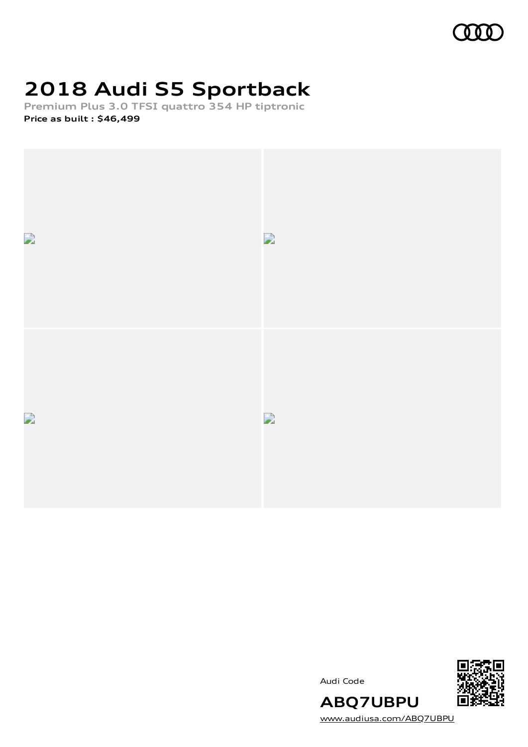# 2018 Audi S5 Sportback

**Premium Plus 3.0 TFSI quattro 354 HP tiptronic**

**Price as built : $46,499**

Audi Code

**ABQ7UBPU**

www.audiusa.com/ABQ7UBPU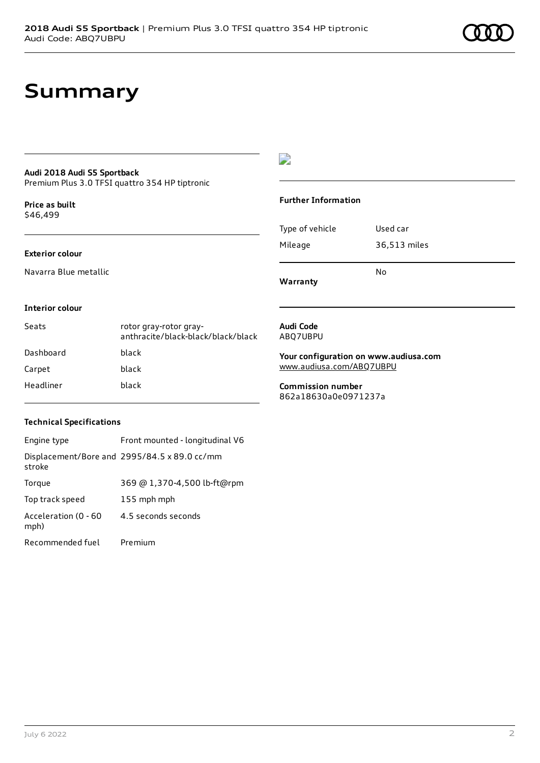# Summary

**Audi 2018 Audi S5 Sportback**
Premium Plus 3.0 TFSI quattro 354 HP tiptronic

**Price as built**
$46,499

**Exterior colour**

Navarra Blue metallic

**Interior colour**

| Seats | rotor gray-rotor gray-anthracite/black-black/black/black |
| --- | --- |
| Dashboard | black |
| Carpet | black |
| Headliner | black |

**Technical Specifications**

| Engine type | Front mounted - longitudinal V6 |
| --- | --- |
| Displacement/Bore and stroke | 2995/84.5 x 89.0 cc/mm |
| Torque | 369 @ 1,370-4,500 lb-ft@rpm |
| Top track speed | 155 mph mph |
| Acceleration (0 - 60 mph) | 4.5 seconds seconds |
| Recommended fuel | Premium |

**Further Information**

| Type of vehicle | Used car |
| --- | --- |
| Mileage | 36,513 miles |
| **Warranty** | No |

**Audi Code**
ABQ7UBPU

**Your configuration on www.audiusa.com**
www.audiusa.com/ABQ7UBPU

**Commission number**
862a18630a0e0971237a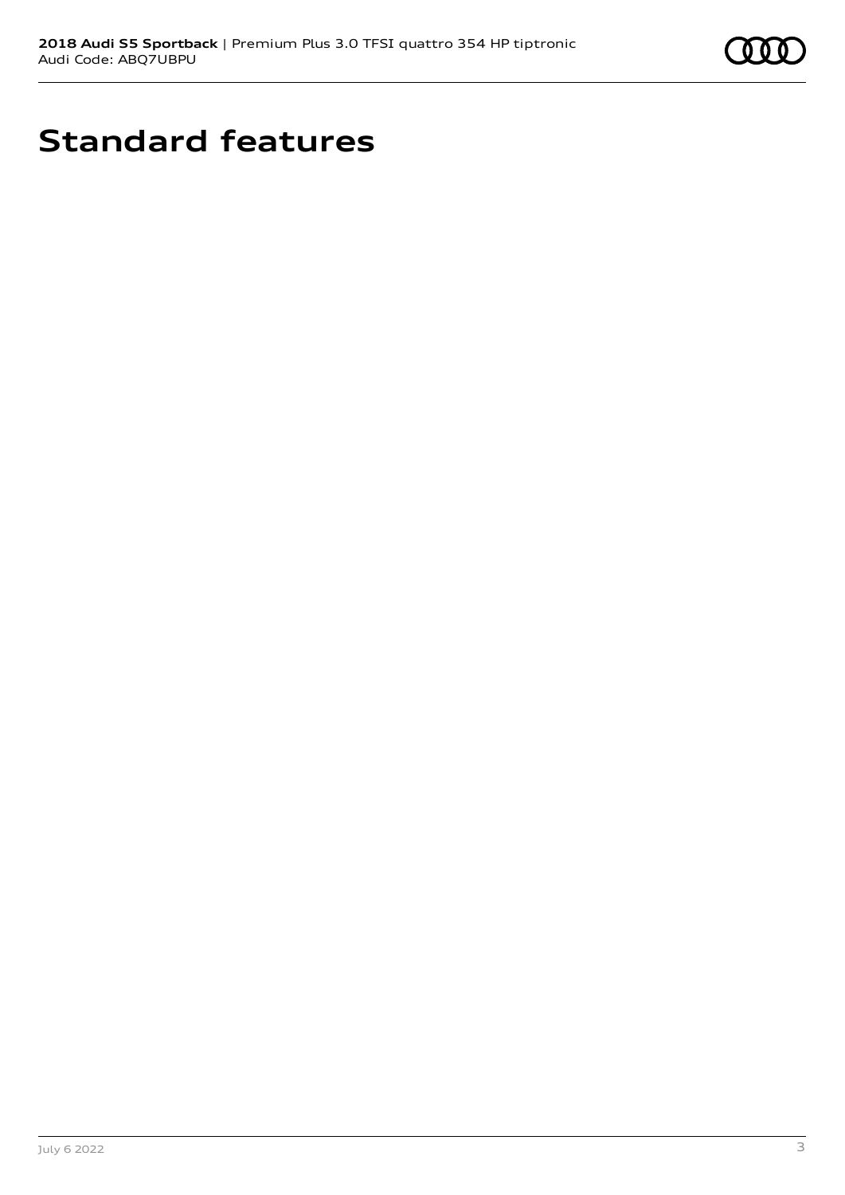# Standard features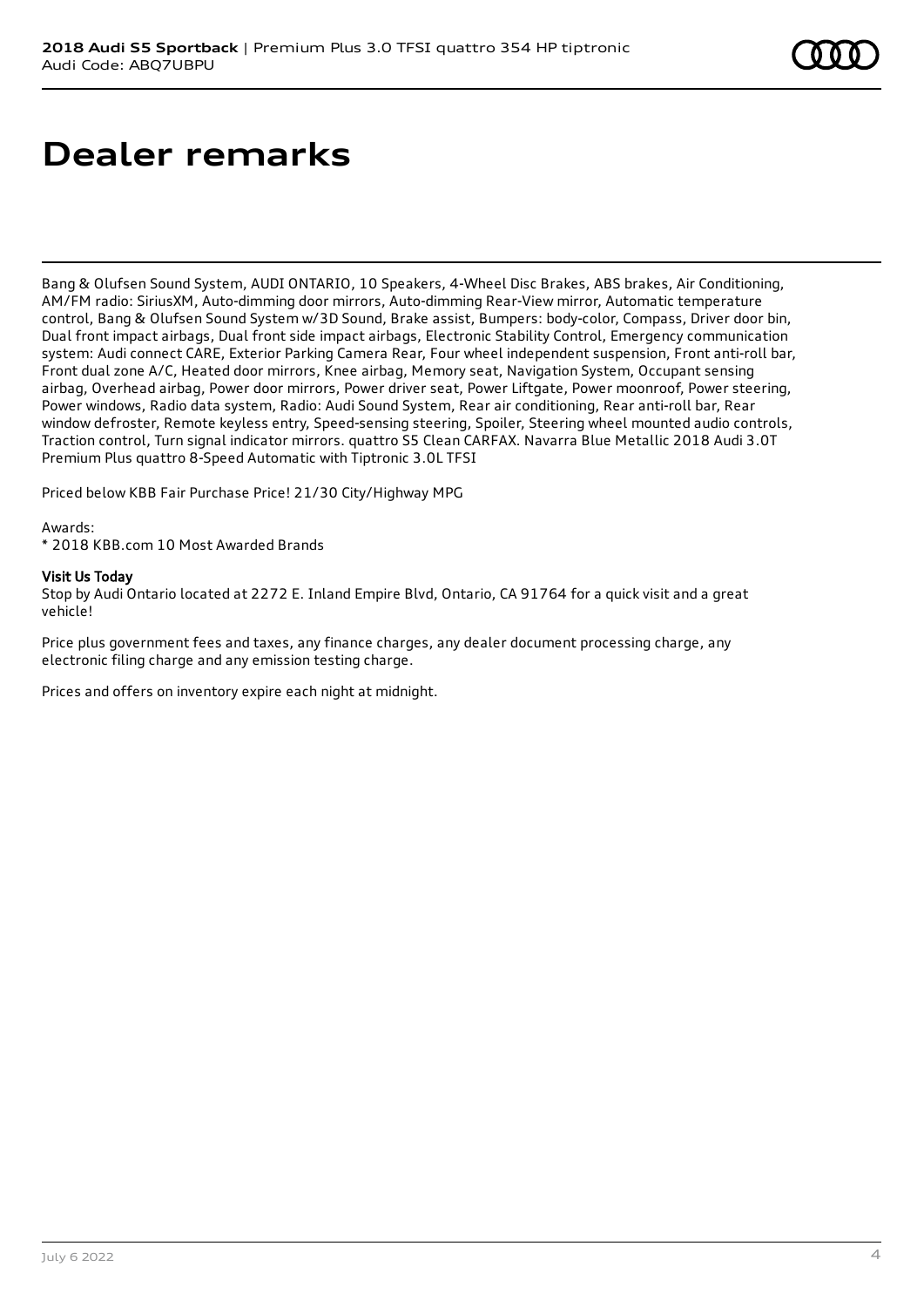# Dealer remarks

Bang & Olufsen Sound System, AUDI ONTARIO, 10 Speakers, 4-Wheel Disc Brakes, ABS brakes, Air Conditioning, AM/FM radio: SiriusXM, Auto-dimming door mirrors, Auto-dimming Rear-View mirror, Automatic temperature control, Bang & Olufsen Sound System w/3D Sound, Brake assist, Bumpers: body-color, Compass, Driver door bin, Dual front impact airbags, Dual front side impact airbags, Electronic Stability Control, Emergency communication system: Audi connect CARE, Exterior Parking Camera Rear, Four wheel independent suspension, Front anti-roll bar, Front dual zone A/C, Heated door mirrors, Knee airbag, Memory seat, Navigation System, Occupant sensing airbag, Overhead airbag, Power door mirrors, Power driver seat, Power Liftgate, Power moonroof, Power steering, Power windows, Radio data system, Radio: Audi Sound System, Rear air conditioning, Rear anti-roll bar, Rear window defroster, Remote keyless entry, Speed-sensing steering, Spoiler, Steering wheel mounted audio controls, Traction control, Turn signal indicator mirrors. quattro S5 Clean CARFAX. Navarra Blue Metallic 2018 Audi 3.0T Premium Plus quattro 8-Speed Automatic with Tiptronic 3.0L TFSI

Priced below KBB Fair Purchase Price! 21/30 City/Highway MPG

Awards:
* 2018 KBB.com 10 Most Awarded Brands

**Visit Us Today**
Stop by Audi Ontario located at 2272 E. Inland Empire Blvd, Ontario, CA 91764 for a quick visit and a great vehicle!

Price plus government fees and taxes, any finance charges, any dealer document processing charge, any electronic filing charge and any emission testing charge.

Prices and offers on inventory expire each night at midnight.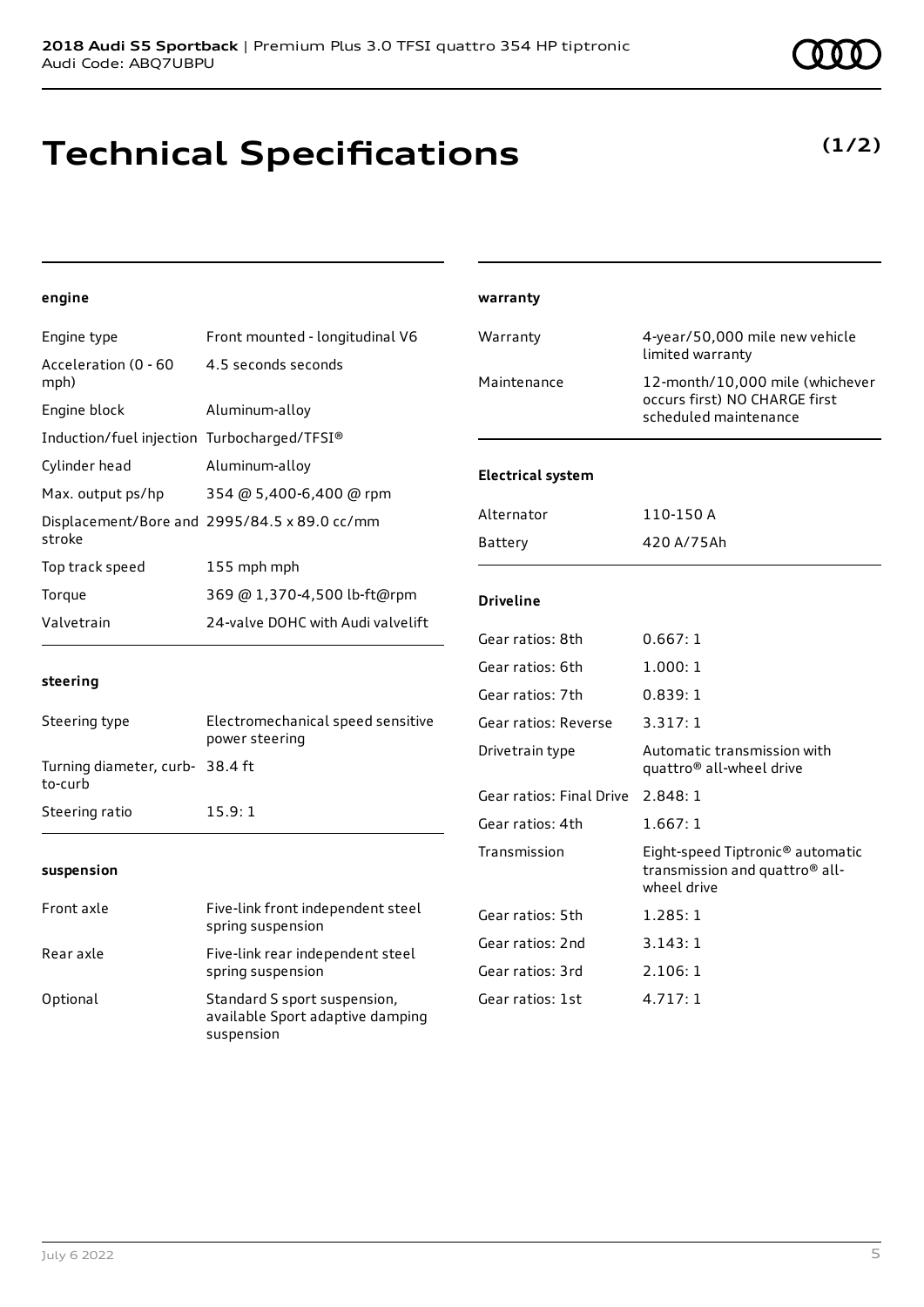**2018 Audi S5 Sportback** | Premium Plus 3.0 TFSI quattro 354 HP tiptronic
Audi Code: ABQ7UBPU

# Technical Specifications

**(1/2)**

#### engine

| | |
|---|---|
| Engine type | Front mounted - longitudinal V6 |
| Acceleration (0 - 60 mph) | 4.5 seconds seconds |
| Engine block | Aluminum-alloy |
| Induction/fuel injection | Turbocharged/TFSI® |
| Cylinder head | Aluminum-alloy |
| Max. output ps/hp | 354 @ 5,400-6,400 @ rpm |
| Displacement/Bore and stroke | 2995/84.5 x 89.0 cc/mm |
| Top track speed | 155 mph mph |
| Torque | 369 @ 1,370-4,500 lb-ft@rpm |
| Valvetrain | 24-valve DOHC with Audi valvelift |

#### steering

| | |
|---|---|
| Steering type | Electromechanical speed sensitive power steering |
| Turning diameter, curb-to-curb | 38.4 ft |
| Steering ratio | 15.9: 1 |

#### suspension

| | |
|---|---|
| Front axle | Five-link front independent steel spring suspension |
| Rear axle | Five-link rear independent steel spring suspension |
| Optional | Standard S sport suspension, available Sport adaptive damping suspension |

#### warranty

| | |
|---|---|
| Warranty | 4-year/50,000 mile new vehicle limited warranty |
| Maintenance | 12-month/10,000 mile (whichever occurs first) NO CHARGE first scheduled maintenance |

#### Electrical system

| | |
|---|---|
| Alternator | 110-150 A |
| Battery | 420 A/75Ah |

#### Driveline

| | |
|---|---|
| Gear ratios: 8th | 0.667: 1 |
| Gear ratios: 6th | 1.000: 1 |
| Gear ratios: 7th | 0.839: 1 |
| Gear ratios: Reverse | 3.317: 1 |
| Drivetrain type | Automatic transmission with quattro® all-wheel drive |
| Gear ratios: Final Drive | 2.848: 1 |
| Gear ratios: 4th | 1.667: 1 |
| Transmission | Eight-speed Tiptronic® automatic transmission and quattro® all-wheel drive |
| Gear ratios: 5th | 1.285: 1 |
| Gear ratios: 2nd | 3.143: 1 |
| Gear ratios: 3rd | 2.106: 1 |
| Gear ratios: 1st | 4.717: 1 |

July 6 2022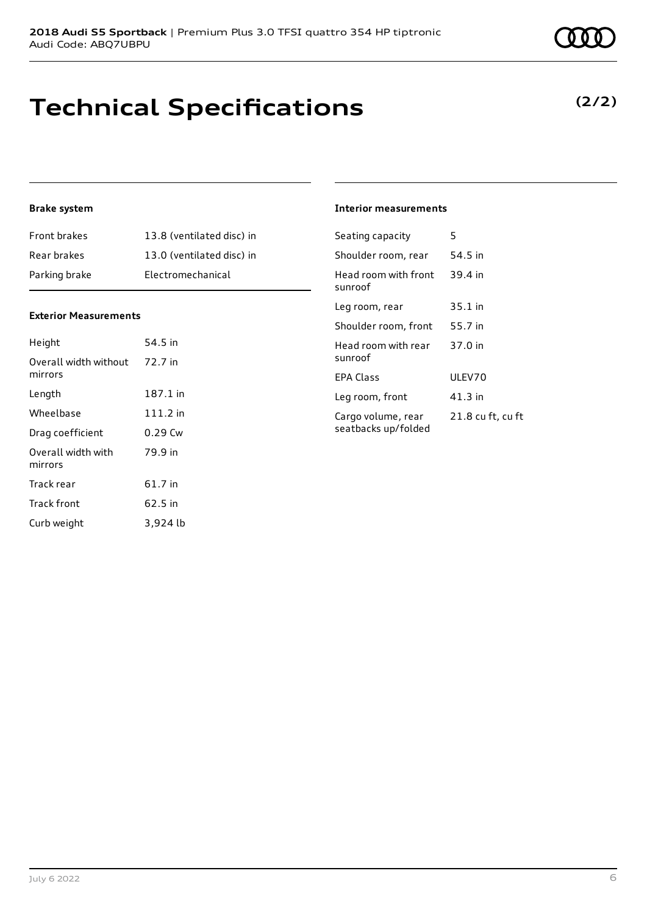# Technical Specifications

**(2/2)**

### Brake system

| | |
|---|---|
| Front brakes | 13.8 (ventilated disc) in |
| Rear brakes | 13.0 (ventilated disc) in |
| Parking brake | Electromechanical |

### Exterior Measurements

| | |
|---|---|
| Height | 54.5 in |
| Overall width without mirrors | 72.7 in |
| Length | 187.1 in |
| Wheelbase | 111.2 in |
| Drag coefficient | 0.29 Cw |
| Overall width with mirrors | 79.9 in |
| Track rear | 61.7 in |
| Track front | 62.5 in |
| Curb weight | 3,924 lb |

### Interior measurements

| | |
|---|---|
| Seating capacity | 5 |
| Shoulder room, rear | 54.5 in |
| Head room with front sunroof | 39.4 in |
| Leg room, rear | 35.1 in |
| Shoulder room, front | 55.7 in |
| Head room with rear sunroof | 37.0 in |
| EPA Class | ULEV70 |
| Leg room, front | 41.3 in |
| Cargo volume, rear seatbacks up/folded | 21.8 cu ft, cu ft |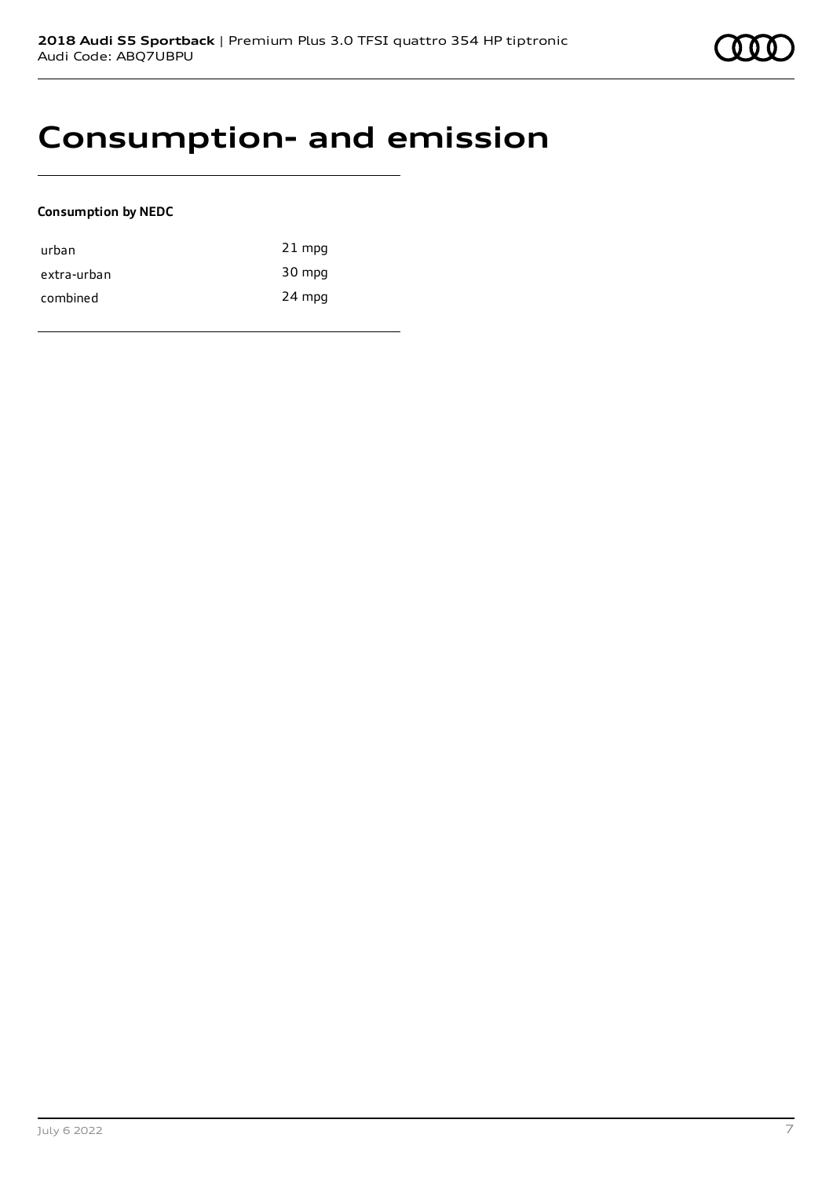# Consumption- and emission

**Consumption by NEDC**

| | |
|---|---|
| urban | 21 mpg |
| extra-urban | 30 mpg |
| combined | 24 mpg |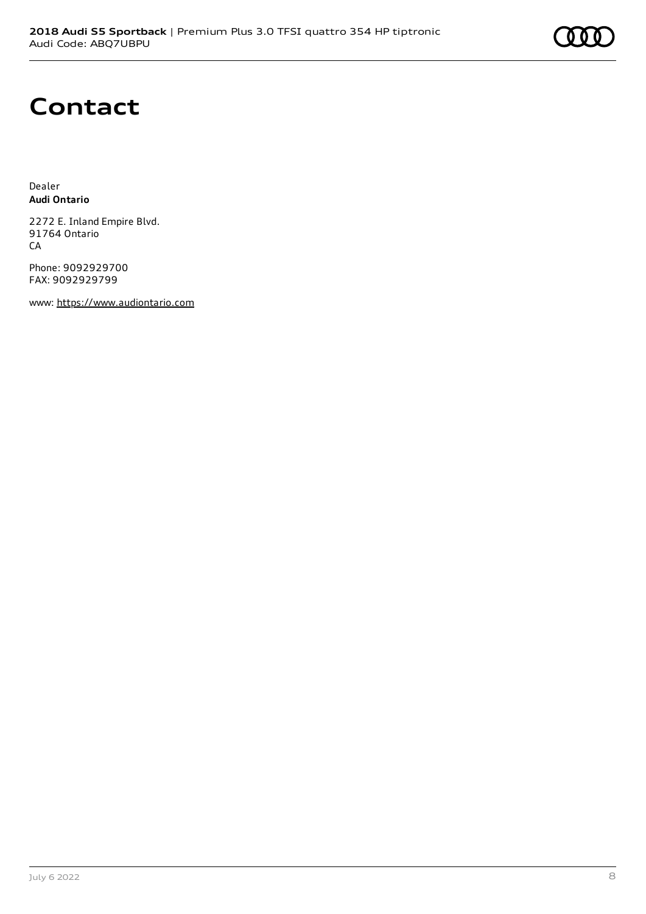# Contact

Dealer
**Audi Ontario**

2272 E. Inland Empire Blvd.
91764 Ontario
CA

Phone: 9092929700
FAX: 9092929799

www: https://www.audiontario.com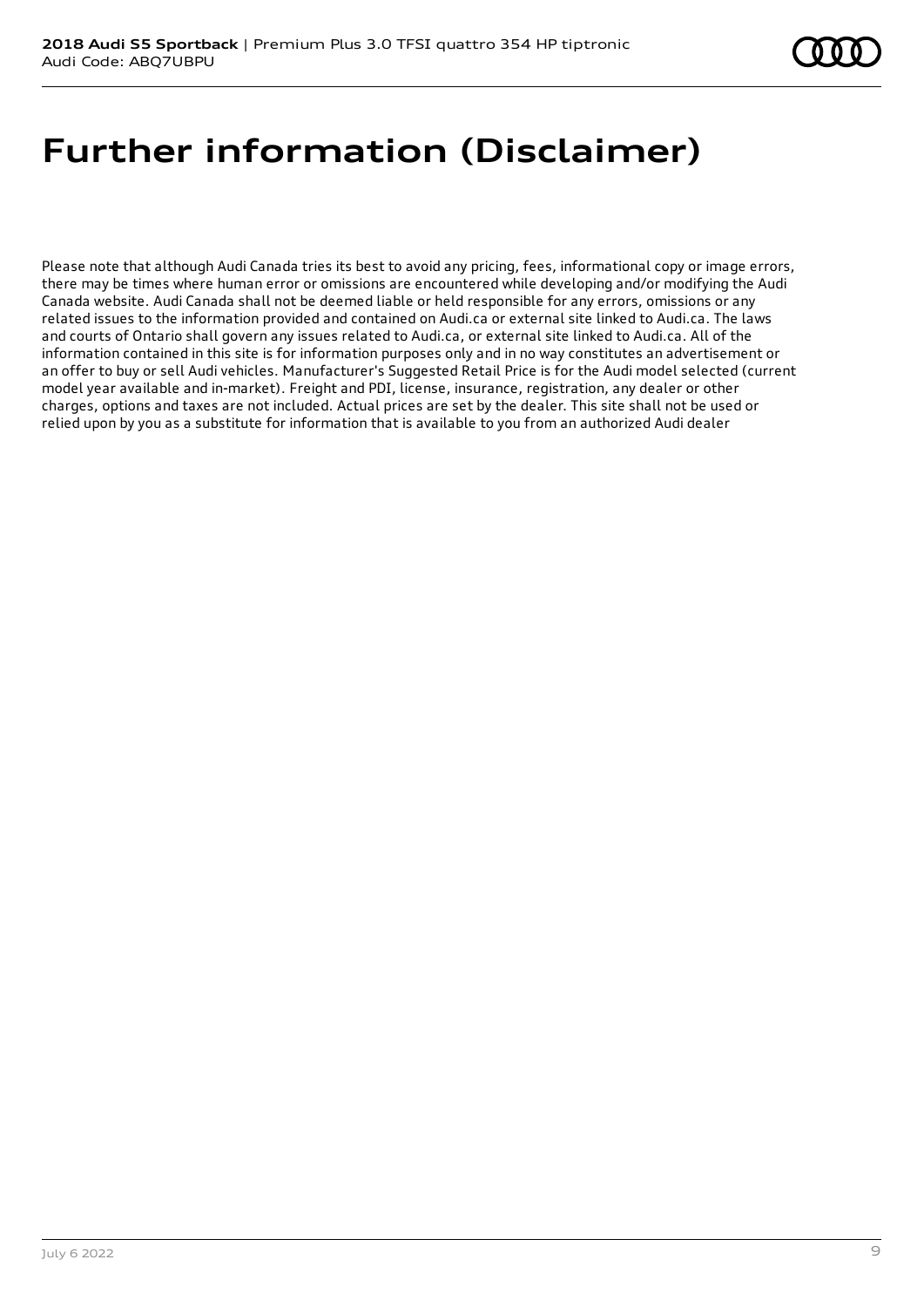# Further information (Disclaimer)

Please note that although Audi Canada tries its best to avoid any pricing, fees, informational copy or image errors, there may be times where human error or omissions are encountered while developing and/or modifying the Audi Canada website. Audi Canada shall not be deemed liable or held responsible for any errors, omissions or any related issues to the information provided and contained on Audi.ca or external site linked to Audi.ca. The laws and courts of Ontario shall govern any issues related to Audi.ca, or external site linked to Audi.ca. All of the information contained in this site is for information purposes only and in no way constitutes an advertisement or an offer to buy or sell Audi vehicles. Manufacturer's Suggested Retail Price is for the Audi model selected (current model year available and in-market). Freight and PDI, license, insurance, registration, any dealer or other charges, options and taxes are not included. Actual prices are set by the dealer. This site shall not be used or relied upon by you as a substitute for information that is available to you from an authorized Audi dealer